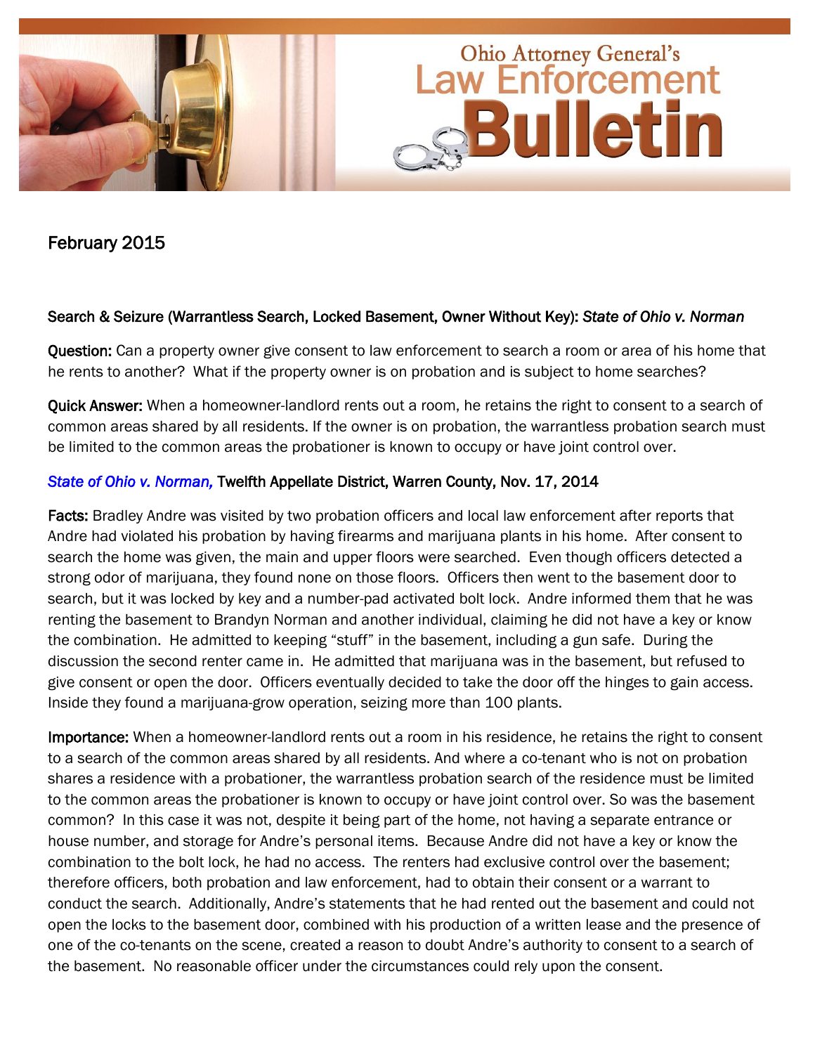# Ohio Attorney General's Law Enforcement Bulletin

February 2015

**Search & Seizure (Warrantless Search, Locked Basement, Owner Without Key):** ***State of Ohio v. Norman***

**Question:** Can a property owner give consent to law enforcement to search a room or area of his home that he rents to another? What if the property owner is on probation and is subject to home searches?

**Quick Answer:** When a homeowner-landlord rents out a room, he retains the right to consent to a search of common areas shared by all residents. If the owner is on probation, the warrantless probation search must be limited to the common areas the probationer is known to occupy or have joint control over.

***State of Ohio v. Norman,*** **Twelfth Appellate District, Warren County, Nov. 17, 2014**

**Facts:** Bradley Andre was visited by two probation officers and local law enforcement after reports that Andre had violated his probation by having firearms and marijuana plants in his home. After consent to search the home was given, the main and upper floors were searched. Even though officers detected a strong odor of marijuana, they found none on those floors. Officers then went to the basement door to search, but it was locked by key and a number-pad activated bolt lock. Andre informed them that he was renting the basement to Brandyn Norman and another individual, claiming he did not have a key or know the combination. He admitted to keeping "stuff" in the basement, including a gun safe. During the discussion the second renter came in. He admitted that marijuana was in the basement, but refused to give consent or open the door. Officers eventually decided to take the door off the hinges to gain access. Inside they found a marijuana-grow operation, seizing more than 100 plants.

**Importance:** When a homeowner-landlord rents out a room in his residence, he retains the right to consent to a search of the common areas shared by all residents. And where a co-tenant who is not on probation shares a residence with a probationer, the warrantless probation search of the residence must be limited to the common areas the probationer is known to occupy or have joint control over. So was the basement common? In this case it was not, despite it being part of the home, not having a separate entrance or house number, and storage for Andre's personal items. Because Andre did not have a key or know the combination to the bolt lock, he had no access. The renters had exclusive control over the basement; therefore officers, both probation and law enforcement, had to obtain their consent or a warrant to conduct the search. Additionally, Andre's statements that he had rented out the basement and could not open the locks to the basement door, combined with his production of a written lease and the presence of one of the co-tenants on the scene, created a reason to doubt Andre's authority to consent to a search of the basement. No reasonable officer under the circumstances could rely upon the consent.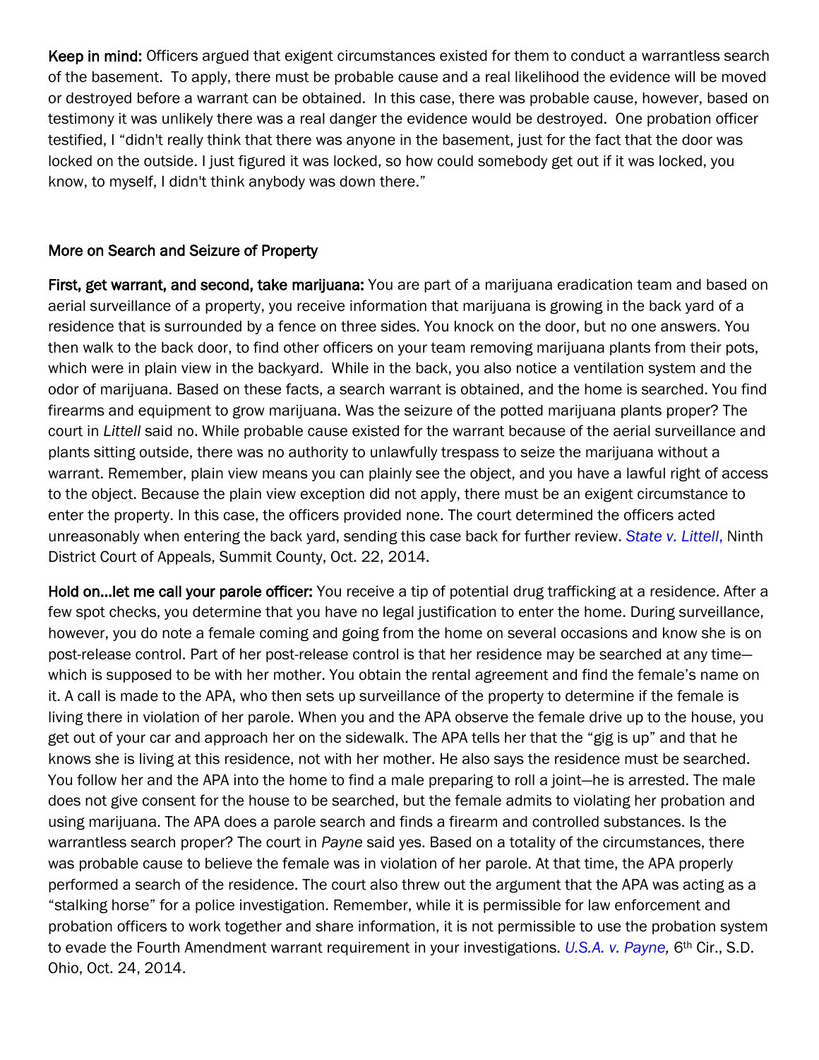**Keep in mind:** Officers argued that exigent circumstances existed for them to conduct a warrantless search of the basement. To apply, there must be probable cause and a real likelihood the evidence will be moved or destroyed before a warrant can be obtained. In this case, there was probable cause, however, based on testimony it was unlikely there was a real danger the evidence would be destroyed. One probation officer testified, I "didn't really think that there was anyone in the basement, just for the fact that the door was locked on the outside. I just figured it was locked, so how could somebody get out if it was locked, you know, to myself, I didn't think anybody was down there."

## More on Search and Seizure of Property

**First, get warrant, and second, take marijuana:** You are part of a marijuana eradication team and based on aerial surveillance of a property, you receive information that marijuana is growing in the back yard of a residence that is surrounded by a fence on three sides. You knock on the door, but no one answers. You then walk to the back door, to find other officers on your team removing marijuana plants from their pots, which were in plain view in the backyard. While in the back, you also notice a ventilation system and the odor of marijuana. Based on these facts, a search warrant is obtained, and the home is searched. You find firearms and equipment to grow marijuana. Was the seizure of the potted marijuana plants proper? The court in *Littell* said no. While probable cause existed for the warrant because of the aerial surveillance and plants sitting outside, there was no authority to unlawfully trespass to seize the marijuana without a warrant. Remember, plain view means you can plainly see the object, and you have a lawful right of access to the object. Because the plain view exception did not apply, there must be an exigent circumstance to enter the property. In this case, the officers provided none. The court determined the officers acted unreasonably when entering the back yard, sending this case back for further review. *State v. Littell*, Ninth District Court of Appeals, Summit County, Oct. 22, 2014.

**Hold on…let me call your parole officer:** You receive a tip of potential drug trafficking at a residence. After a few spot checks, you determine that you have no legal justification to enter the home. During surveillance, however, you do note a female coming and going from the home on several occasions and know she is on post-release control. Part of her post-release control is that her residence may be searched at any time—which is supposed to be with her mother. You obtain the rental agreement and find the female's name on it. A call is made to the APA, who then sets up surveillance of the property to determine if the female is living there in violation of her parole. When you and the APA observe the female drive up to the house, you get out of your car and approach her on the sidewalk. The APA tells her that the "gig is up" and that he knows she is living at this residence, not with her mother. He also says the residence must be searched. You follow her and the APA into the home to find a male preparing to roll a joint—he is arrested. The male does not give consent for the house to be searched, but the female admits to violating her probation and using marijuana. The APA does a parole search and finds a firearm and controlled substances. Is the warrantless search proper? The court in *Payne* said yes. Based on a totality of the circumstances, there was probable cause to believe the female was in violation of her parole. At that time, the APA properly performed a search of the residence. The court also threw out the argument that the APA was acting as a "stalking horse" for a police investigation. Remember, while it is permissible for law enforcement and probation officers to work together and share information, it is not permissible to use the probation system to evade the Fourth Amendment warrant requirement in your investigations. *U.S.A. v. Payne,* 6th Cir., S.D. Ohio, Oct. 24, 2014.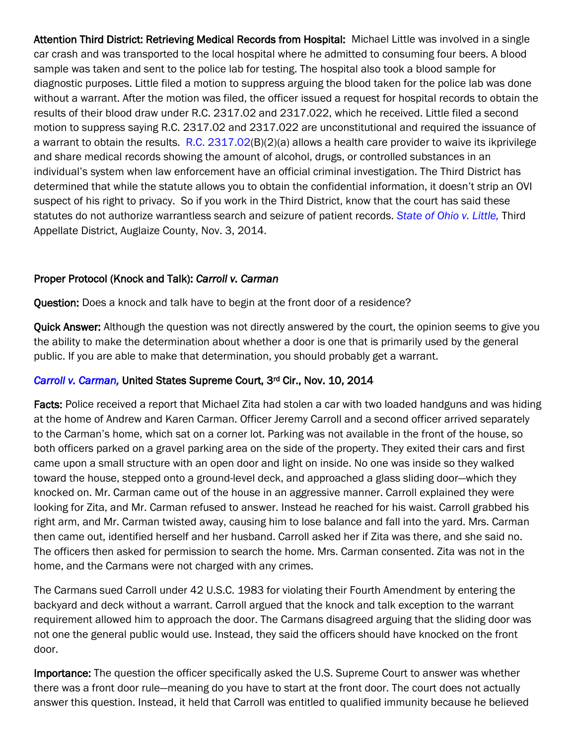**Attention Third District: Retrieving Medical Records from Hospital:** Michael Little was involved in a single car crash and was transported to the local hospital where he admitted to consuming four beers. A blood sample was taken and sent to the police lab for testing. The hospital also took a blood sample for diagnostic purposes. Little filed a motion to suppress arguing the blood taken for the police lab was done without a warrant. After the motion was filed, the officer issued a request for hospital records to obtain the results of their blood draw under R.C. 2317.02 and 2317.022, which he received. Little filed a second motion to suppress saying R.C. 2317.02 and 2317.022 are unconstitutional and required the issuance of a warrant to obtain the results. R.C. 2317.02(B)(2)(a) allows a health care provider to waive its ikprivilege and share medical records showing the amount of alcohol, drugs, or controlled substances in an individual's system when law enforcement have an official criminal investigation. The Third District has determined that while the statute allows you to obtain the confidential information, it doesn't strip an OVI suspect of his right to privacy. So if you work in the Third District, know that the court has said these statutes do not authorize warrantless search and seizure of patient records. *State of Ohio v. Little,* Third Appellate District, Auglaize County, Nov. 3, 2014.

**Proper Protocol (Knock and Talk):** ***Carroll v. Carman***

**Question:** Does a knock and talk have to begin at the front door of a residence?

**Quick Answer:** Although the question was not directly answered by the court, the opinion seems to give you the ability to make the determination about whether a door is one that is primarily used by the general public. If you are able to make that determination, you should probably get a warrant.

***Carroll v. Carman,*** **United States Supreme Court, 3rd Cir., Nov. 10, 2014**

**Facts:** Police received a report that Michael Zita had stolen a car with two loaded handguns and was hiding at the home of Andrew and Karen Carman. Officer Jeremy Carroll and a second officer arrived separately to the Carman's home, which sat on a corner lot. Parking was not available in the front of the house, so both officers parked on a gravel parking area on the side of the property. They exited their cars and first came upon a small structure with an open door and light on inside. No one was inside so they walked toward the house, stepped onto a ground-level deck, and approached a glass sliding door—which they knocked on. Mr. Carman came out of the house in an aggressive manner. Carroll explained they were looking for Zita, and Mr. Carman refused to answer. Instead he reached for his waist. Carroll grabbed his right arm, and Mr. Carman twisted away, causing him to lose balance and fall into the yard. Mrs. Carman then came out, identified herself and her husband. Carroll asked her if Zita was there, and she said no. The officers then asked for permission to search the home. Mrs. Carman consented. Zita was not in the home, and the Carmans were not charged with any crimes.

The Carmans sued Carroll under 42 U.S.C. 1983 for violating their Fourth Amendment by entering the backyard and deck without a warrant. Carroll argued that the knock and talk exception to the warrant requirement allowed him to approach the door. The Carmans disagreed arguing that the sliding door was not one the general public would use. Instead, they said the officers should have knocked on the front door.

**Importance:** The question the officer specifically asked the U.S. Supreme Court to answer was whether there was a front door rule—meaning do you have to start at the front door. The court does not actually answer this question. Instead, it held that Carroll was entitled to qualified immunity because he believed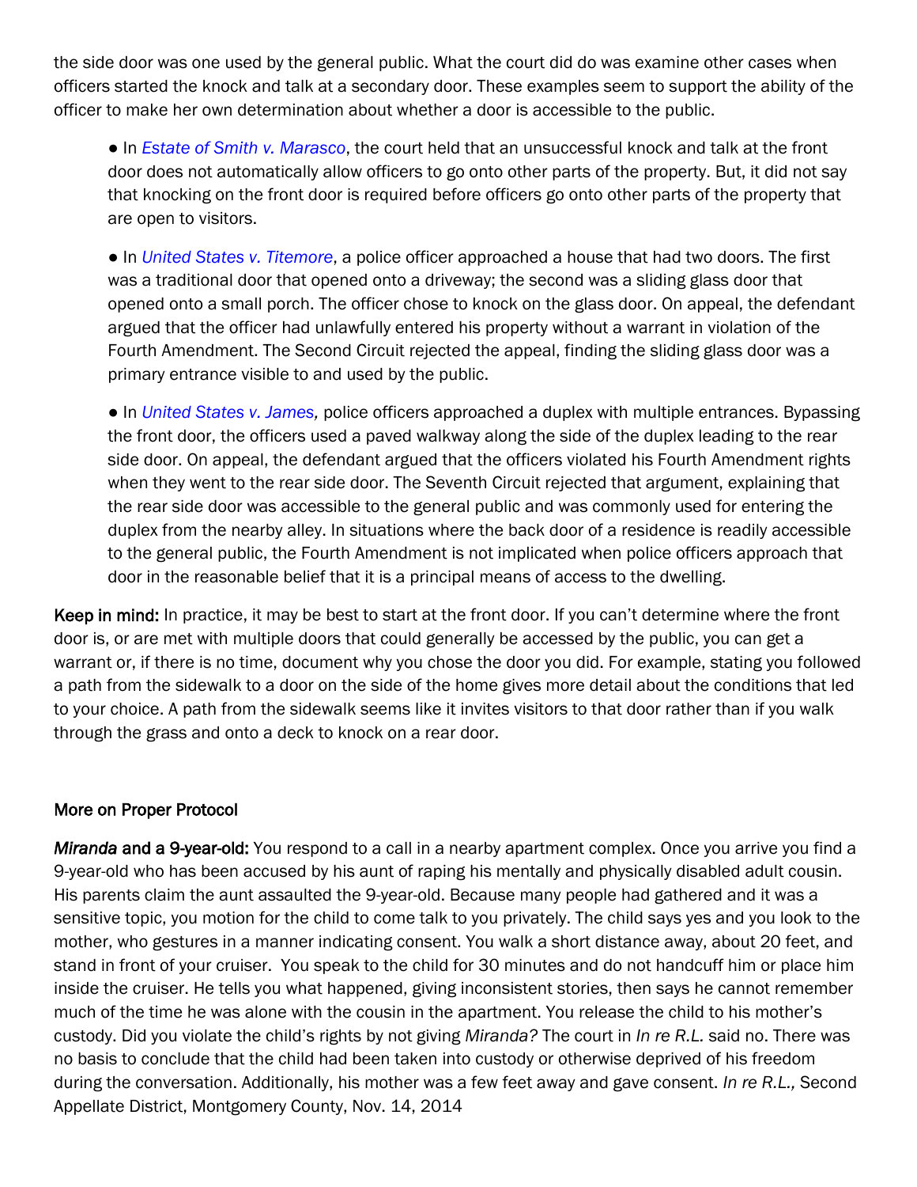the side door was one used by the general public. What the court did do was examine other cases when officers started the knock and talk at a secondary door. These examples seem to support the ability of the officer to make her own determination about whether a door is accessible to the public.

- In *Estate of Smith v. Marasco*, the court held that an unsuccessful knock and talk at the front door does not automatically allow officers to go onto other parts of the property. But, it did not say that knocking on the front door is required before officers go onto other parts of the property that are open to visitors.

- In *United States v. Titemore*, a police officer approached a house that had two doors. The first was a traditional door that opened onto a driveway; the second was a sliding glass door that opened onto a small porch. The officer chose to knock on the glass door. On appeal, the defendant argued that the officer had unlawfully entered his property without a warrant in violation of the Fourth Amendment. The Second Circuit rejected the appeal, finding the sliding glass door was a primary entrance visible to and used by the public.

- In *United States v. James,* police officers approached a duplex with multiple entrances. Bypassing the front door, the officers used a paved walkway along the side of the duplex leading to the rear side door. On appeal, the defendant argued that the officers violated his Fourth Amendment rights when they went to the rear side door. The Seventh Circuit rejected that argument, explaining that the rear side door was accessible to the general public and was commonly used for entering the duplex from the nearby alley. In situations where the back door of a residence is readily accessible to the general public, the Fourth Amendment is not implicated when police officers approach that door in the reasonable belief that it is a principal means of access to the dwelling.

**Keep in mind:** In practice, it may be best to start at the front door. If you can't determine where the front door is, or are met with multiple doors that could generally be accessed by the public, you can get a warrant or, if there is no time, document why you chose the door you did. For example, stating you followed a path from the sidewalk to a door on the side of the home gives more detail about the conditions that led to your choice. A path from the sidewalk seems like it invites visitors to that door rather than if you walk through the grass and onto a deck to knock on a rear door.

## More on Proper Protocol

***Miranda* and a 9-year-old:** You respond to a call in a nearby apartment complex. Once you arrive you find a 9-year-old who has been accused by his aunt of raping his mentally and physically disabled adult cousin. His parents claim the aunt assaulted the 9-year-old. Because many people had gathered and it was a sensitive topic, you motion for the child to come talk to you privately. The child says yes and you look to the mother, who gestures in a manner indicating consent. You walk a short distance away, about 20 feet, and stand in front of your cruiser. You speak to the child for 30 minutes and do not handcuff him or place him inside the cruiser. He tells you what happened, giving inconsistent stories, then says he cannot remember much of the time he was alone with the cousin in the apartment. You release the child to his mother's custody. Did you violate the child's rights by not giving *Miranda?* The court in *In re R.L.* said no. There was no basis to conclude that the child had been taken into custody or otherwise deprived of his freedom during the conversation. Additionally, his mother was a few feet away and gave consent. *In re R.L.,* Second Appellate District, Montgomery County, Nov. 14, 2014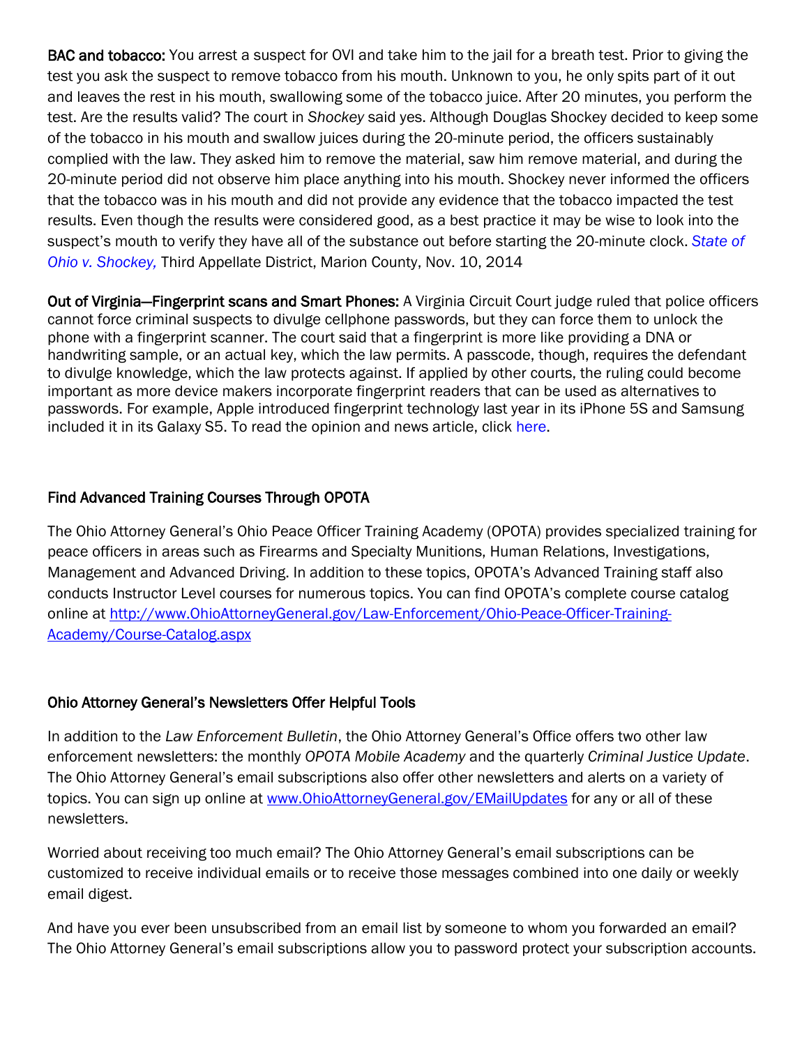**BAC and tobacco:** You arrest a suspect for OVI and take him to the jail for a breath test. Prior to giving the test you ask the suspect to remove tobacco from his mouth. Unknown to you, he only spits part of it out and leaves the rest in his mouth, swallowing some of the tobacco juice. After 20 minutes, you perform the test. Are the results valid? The court in *Shockey* said yes. Although Douglas Shockey decided to keep some of the tobacco in his mouth and swallow juices during the 20-minute period, the officers sustainably complied with the law. They asked him to remove the material, saw him remove material, and during the 20-minute period did not observe him place anything into his mouth. Shockey never informed the officers that the tobacco was in his mouth and did not provide any evidence that the tobacco impacted the test results. Even though the results were considered good, as a best practice it may be wise to look into the suspect's mouth to verify they have all of the substance out before starting the 20-minute clock. *State of Ohio v. Shockey,* Third Appellate District, Marion County, Nov. 10, 2014

**Out of Virginia—Fingerprint scans and Smart Phones:** A Virginia Circuit Court judge ruled that police officers cannot force criminal suspects to divulge cellphone passwords, but they can force them to unlock the phone with a fingerprint scanner. The court said that a fingerprint is more like providing a DNA or handwriting sample, or an actual key, which the law permits. A passcode, though, requires the defendant to divulge knowledge, which the law protects against. If applied by other courts, the ruling could become important as more device makers incorporate fingerprint readers that can be used as alternatives to passwords. For example, Apple introduced fingerprint technology last year in its iPhone 5S and Samsung included it in its Galaxy S5. To read the opinion and news article, click here.

## Find Advanced Training Courses Through OPOTA

The Ohio Attorney General's Ohio Peace Officer Training Academy (OPOTA) provides specialized training for peace officers in areas such as Firearms and Specialty Munitions, Human Relations, Investigations, Management and Advanced Driving. In addition to these topics, OPOTA's Advanced Training staff also conducts Instructor Level courses for numerous topics. You can find OPOTA's complete course catalog online at http://www.OhioAttorneyGeneral.gov/Law-Enforcement/Ohio-Peace-Officer-Training-Academy/Course-Catalog.aspx

## Ohio Attorney General's Newsletters Offer Helpful Tools

In addition to the *Law Enforcement Bulletin*, the Ohio Attorney General's Office offers two other law enforcement newsletters: the monthly *OPOTA Mobile Academy* and the quarterly *Criminal Justice Update*. The Ohio Attorney General's email subscriptions also offer other newsletters and alerts on a variety of topics. You can sign up online at www.OhioAttorneyGeneral.gov/EMailUpdates for any or all of these newsletters.

Worried about receiving too much email? The Ohio Attorney General's email subscriptions can be customized to receive individual emails or to receive those messages combined into one daily or weekly email digest.

And have you ever been unsubscribed from an email list by someone to whom you forwarded an email? The Ohio Attorney General's email subscriptions allow you to password protect your subscription accounts.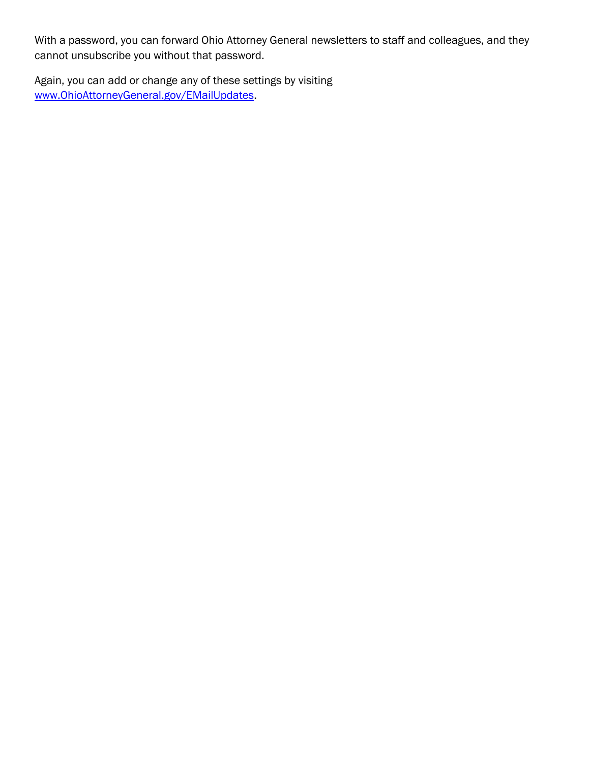With a password, you can forward Ohio Attorney General newsletters to staff and colleagues, and they cannot unsubscribe you without that password.

Again, you can add or change any of these settings by visiting [www.OhioAttorneyGeneral.gov/EMailUpdates](www.OhioAttorneyGeneral.gov/EMailUpdates).